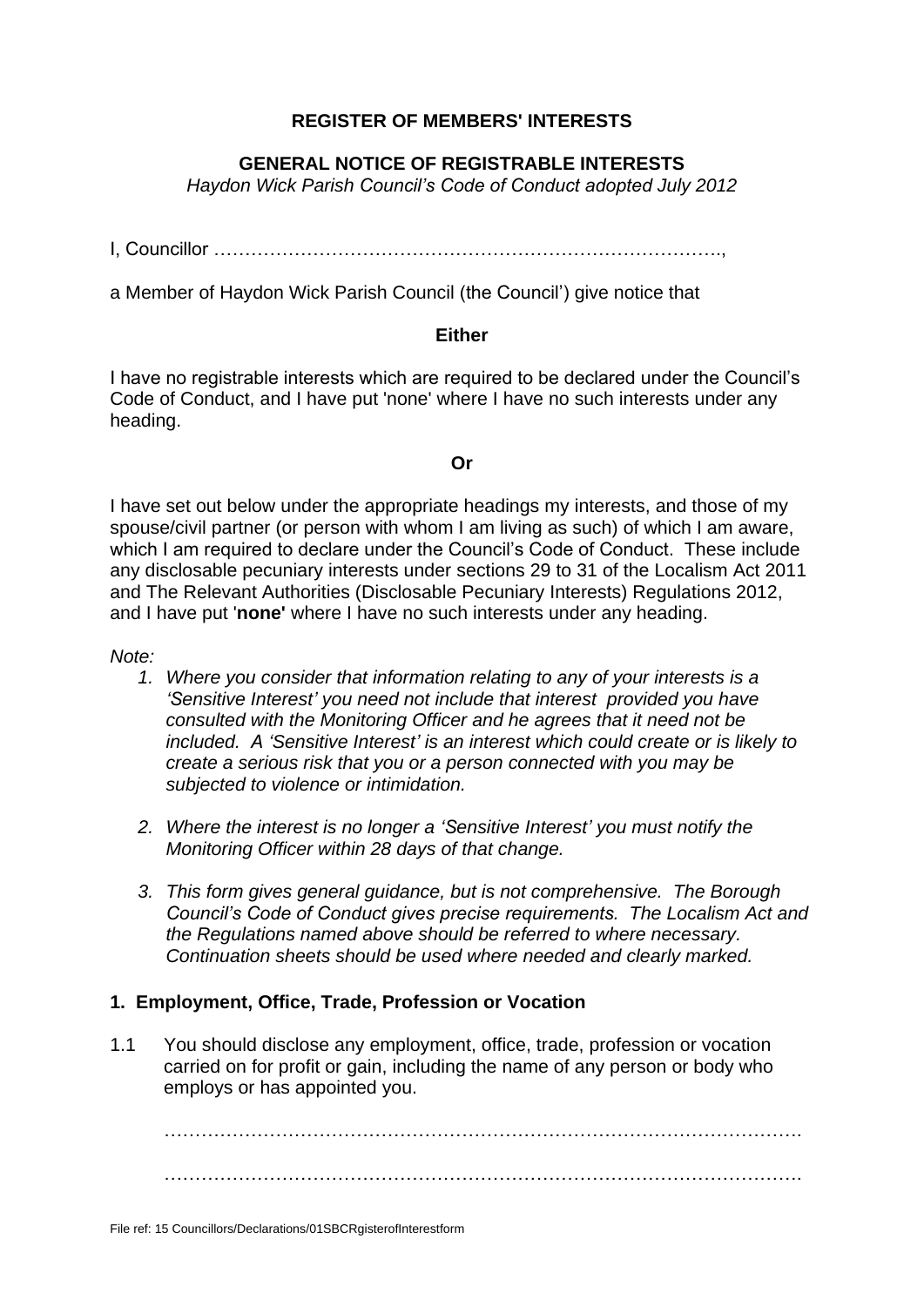**REGISTER OF MEMBERS' INTERESTS**

**GENERAL NOTICE OF REGISTRABLE INTERESTS**

*Haydon Wick Parish Council's Code of Conduct adopted July 2012*

I, Councillor ……………………………………………………………………….,

a Member of Haydon Wick Parish Council (the Council') give notice that

**Either**

I have no registrable interests which are required to be declared under the Council's Code of Conduct, and I have put 'none' where I have no such interests under any heading.

**Or**

I have set out below under the appropriate headings my interests, and those of my spouse/civil partner (or person with whom I am living as such) of which I am aware, which I am required to declare under the Council's Code of Conduct. These include any disclosable pecuniary interests under sections 29 to 31 of the Localism Act 2011 and The Relevant Authorities (Disclosable Pecuniary Interests) Regulations 2012, and I have put '**none'** where I have no such interests under any heading.

*Note:*

1. *Where you consider that information relating to any of your interests is a 'Sensitive Interest' you need not include that interest provided you have consulted with the Monitoring Officer and he agrees that it need not be included. A 'Sensitive Interest' is an interest which could create or is likely to create a serious risk that you or a person connected with you may be subjected to violence or intimidation.*
2. *Where the interest is no longer a 'Sensitive Interest' you must notify the Monitoring Officer within 28 days of that change.*
3. *This form gives general guidance, but is not comprehensive. The Borough Council's Code of Conduct gives precise requirements. The Localism Act and the Regulations named above should be referred to where necessary. Continuation sheets should be used where needed and clearly marked.*

**1. Employment, Office, Trade, Profession or Vocation**

1.1 You should disclose any employment, office, trade, profession or vocation carried on for profit or gain, including the name of any person or body who employs or has appointed you.

…………………………………………………………………………………………….

…………………………………………………………………………………………….

File ref: 15 Councillors/Declarations/01SBCRgisterofInterestform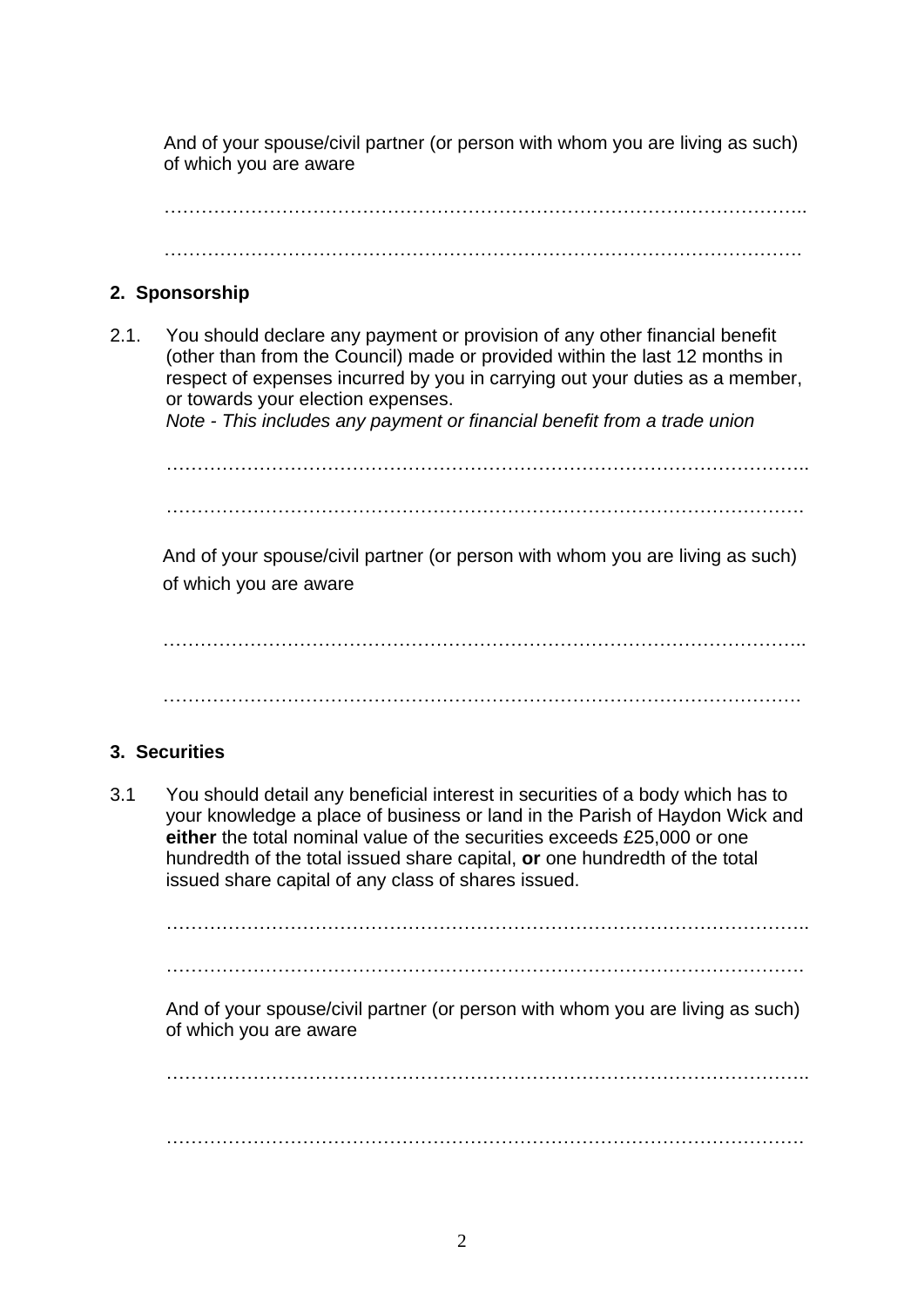And of your spouse/civil partner (or person with whom you are living as such) of which you are aware

…………………………………………………………………………………………..

…………………………………………………………………………………………….

## 2. Sponsorship

2.1. You should declare any payment or provision of any other financial benefit (other than from the Council) made or provided within the last 12 months in respect of expenses incurred by you in carrying out your duties as a member, or towards your election expenses.
*Note - This includes any payment or financial benefit from a trade union*

…………………………………………………………………………………………..

…………………………………………………………………………………………….

And of your spouse/civil partner (or person with whom you are living as such) of which you are aware

…………………………………………………………………………………………..

…………………………………………………………………………………………….

## 3. Securities

3.1 You should detail any beneficial interest in securities of a body which has to your knowledge a place of business or land in the Parish of Haydon Wick and **either** the total nominal value of the securities exceeds £25,000 or one hundredth of the total issued share capital, **or** one hundredth of the total issued share capital of any class of shares issued.

…………………………………………………………………………………………..

…………………………………………………………………………………………….

And of your spouse/civil partner (or person with whom you are living as such) of which you are aware

…………………………………………………………………………………………..

…………………………………………………………………………………………….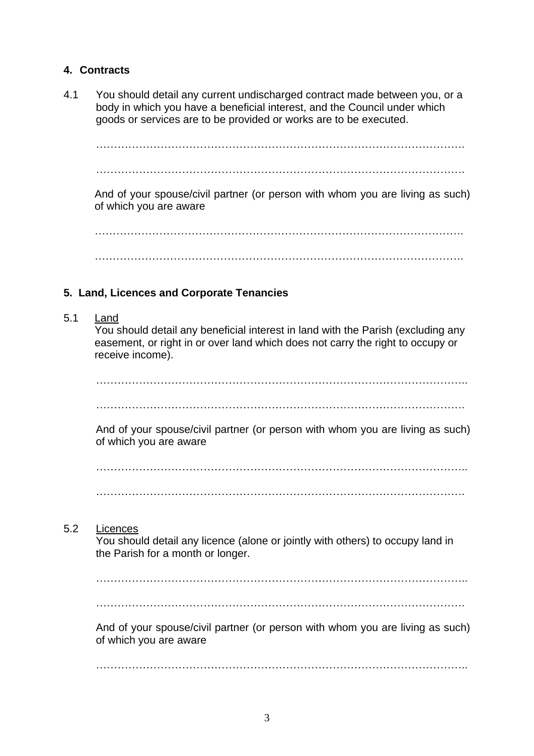## 4. Contracts

4.1 You should detail any current undischarged contract made between you, or a body in which you have a beneficial interest, and the Council under which goods or services are to be provided or works are to be executed.

……………………………………………………………………………………………

……………………………………………………………………………………………

And of your spouse/civil partner (or person with whom you are living as such) of which you are aware

……………………………………………………………………………………………

……………………………………………………………………………………………

## 5. Land, Licences and Corporate Tenancies

5.1 Land

You should detail any beneficial interest in land with the Parish (excluding any easement, or right in or over land which does not carry the right to occupy or receive income).

……………………………………………………………………………………………

……………………………………………………………………………………………

And of your spouse/civil partner (or person with whom you are living as such) of which you are aware

……………………………………………………………………………………………

……………………………………………………………………………………………

5.2 Licences

You should detail any licence (alone or jointly with others) to occupy land in the Parish for a month or longer.

……………………………………………………………………………………………

……………………………………………………………………………………………

And of your spouse/civil partner (or person with whom you are living as such) of which you are aware

……………………………………………………………………………………………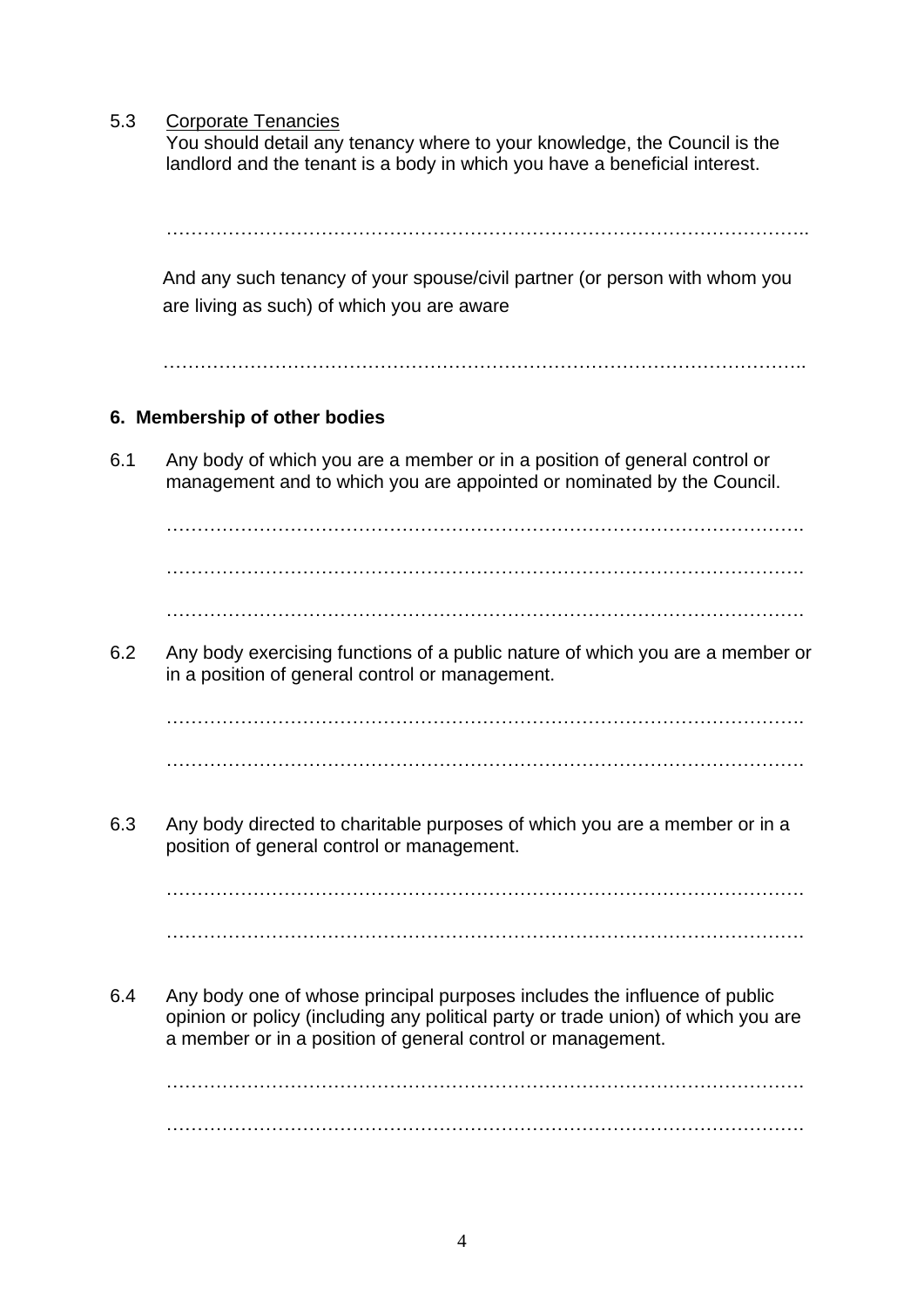5.3 <u>Corporate Tenancies</u>

You should detail any tenancy where to your knowledge, the Council is the landlord and the tenant is a body in which you have a beneficial interest.

……………………………………………………………………………………………..

And any such tenancy of your spouse/civil partner (or person with whom you are living as such) of which you are aware

……………………………………………………………………………………………..

## 6. Membership of other bodies

6.1 Any body of which you are a member or in a position of general control or management and to which you are appointed or nominated by the Council.

…………………………………………………………………………………………….

…………………………………………………………………………………………….

…………………………………………………………………………………………….

6.2 Any body exercising functions of a public nature of which you are a member or in a position of general control or management.

…………………………………………………………………………………………….

…………………………………………………………………………………………….

6.3 Any body directed to charitable purposes of which you are a member or in a position of general control or management.

…………………………………………………………………………………………….

…………………………………………………………………………………………….

6.4 Any body one of whose principal purposes includes the influence of public opinion or policy (including any political party or trade union) of which you are a member or in a position of general control or management.

…………………………………………………………………………………………….

…………………………………………………………………………………………….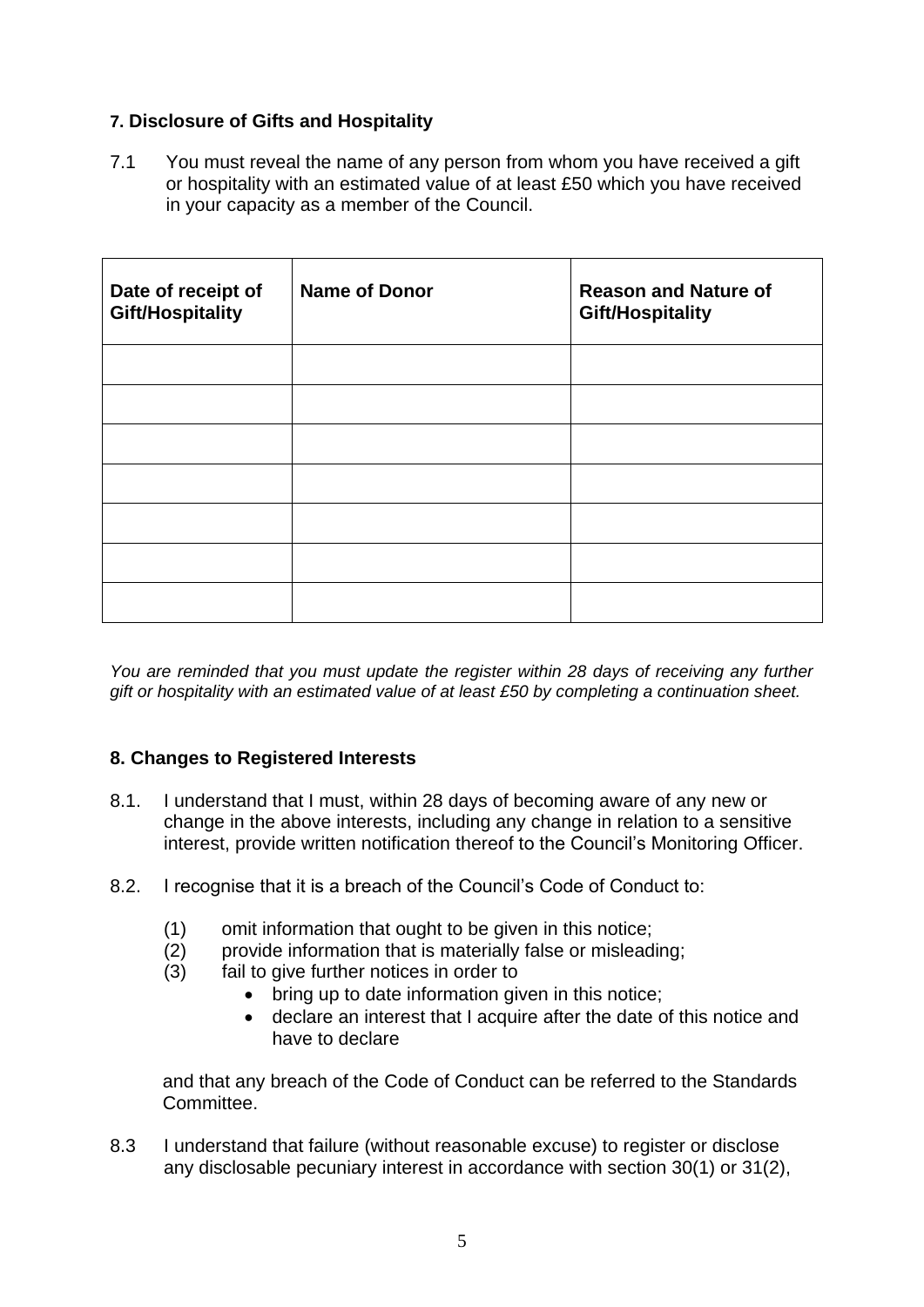### 7. Disclosure of Gifts and Hospitality

7.1 You must reveal the name of any person from whom you have received a gift or hospitality with an estimated value of at least £50 which you have received in your capacity as a member of the Council.

| Date of receipt of Gift/Hospitality | Name of Donor | Reason and Nature of Gift/Hospitality |
|---|---|---|
| | | |
| | | |
| | | |
| | | |
| | | |
| | | |
| | | |

*You are reminded that you must update the register within 28 days of receiving any further gift or hospitality with an estimated value of at least £50 by completing a continuation sheet.*

### 8. Changes to Registered Interests

8.1. I understand that I must, within 28 days of becoming aware of any new or change in the above interests, including any change in relation to a sensitive interest, provide written notification thereof to the Council's Monitoring Officer.

8.2. I recognise that it is a breach of the Council's Code of Conduct to:

(1) omit information that ought to be given in this notice;
(2) provide information that is materially false or misleading;
(3) fail to give further notices in order to
- bring up to date information given in this notice;
- declare an interest that I acquire after the date of this notice and have to declare

and that any breach of the Code of Conduct can be referred to the Standards Committee.

8.3 I understand that failure (without reasonable excuse) to register or disclose any disclosable pecuniary interest in accordance with section 30(1) or 31(2),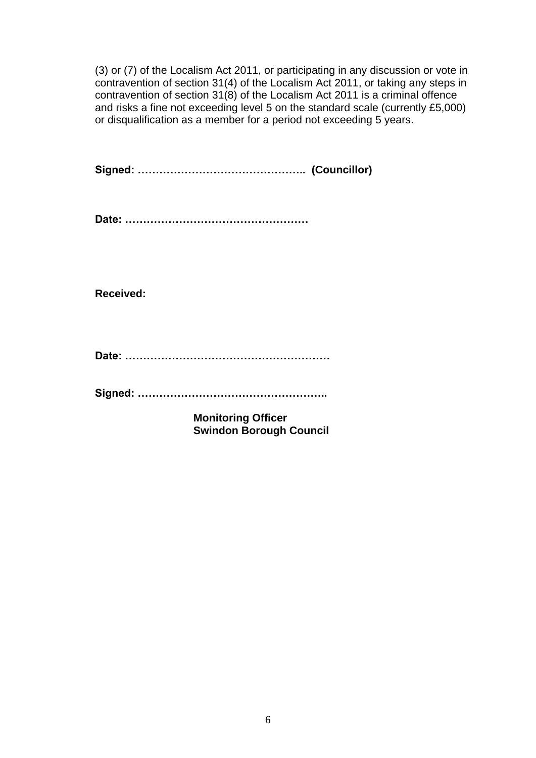(3) or (7) of the Localism Act 2011, or participating in any discussion or vote in contravention of section 31(4) of the Localism Act 2011, or taking any steps in contravention of section 31(8) of the Localism Act 2011 is a criminal offence and risks a fine not exceeding level 5 on the standard scale (currently £5,000) or disqualification as a member for a period not exceeding 5 years.

**Signed: ……………………………………….. (Councillor)**

**Date: ……………………………………………**

**Received:**

**Date: …………………………………………………**

**Signed: ……………………………………………..**

**Monitoring Officer**
**Swindon Borough Council**